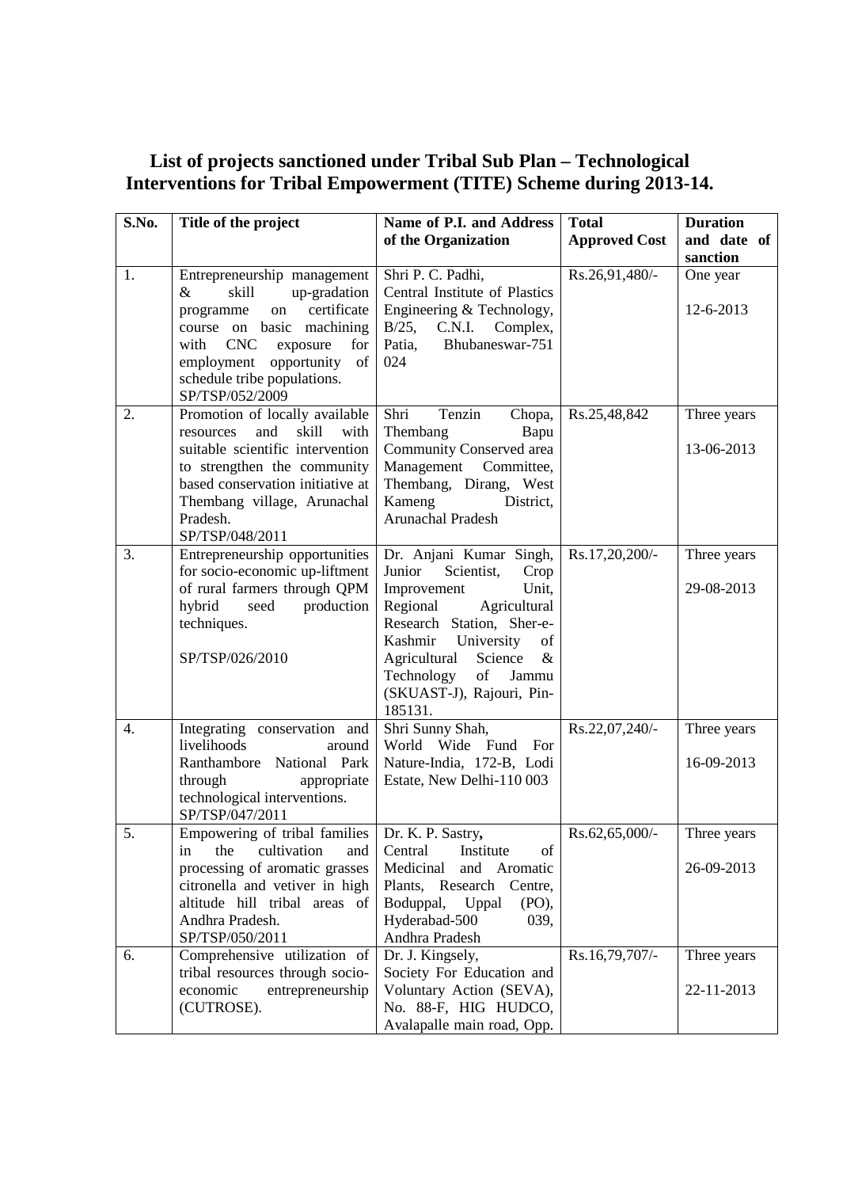## List of projects sanctioned under Tribal Sub Plan – Technological Interventions for Tribal Empowerment (TITE) Scheme during 2013-14.

| S.No. | Title of the project | Name of P.I. and Address of the Organization | Total Approved Cost | Duration and date of sanction |
|---|---|---|---|---|
| 1. | Entrepreneurship management & skill up-gradation programme on certificate course on basic machining with CNC exposure for employment opportunity of schedule tribe populations. SP/TSP/052/2009 | Shri P. C. Padhi, Central Institute of Plastics Engineering & Technology, B/25, C.N.I. Complex, Patia, Bhubaneswar-751 024 | Rs.26,91,480/- | One year<br><br>12-6-2013 |
| 2. | Promotion of locally available resources and skill with suitable scientific intervention to strengthen the community based conservation initiative at Thembang village, Arunachal Pradesh. SP/TSP/048/2011 | Shri Tenzin Chopa, Thembang Bapu Community Conserved area Management Committee, Thembang, Dirang, West Kameng District, Arunachal Pradesh | Rs.25,48,842 | Three years<br><br>13-06-2013 |
| 3. | Entrepreneurship opportunities for socio-economic up-liftment of rural farmers through QPM hybrid seed production techniques.<br><br>SP/TSP/026/2010 | Dr. Anjani Kumar Singh, Junior Scientist, Crop Improvement Unit, Regional Agricultural Research Station, Sher-e-Kashmir University of Agricultural Science & Technology of Jammu (SKUAST-J), Rajouri, Pin-185131. | Rs.17,20,200/- | Three years<br><br>29-08-2013 |
| 4. | Integrating conservation and livelihoods around Ranthambore National Park through appropriate technological interventions. SP/TSP/047/2011 | Shri Sunny Shah, World Wide Fund For Nature-India, 172-B, Lodi Estate, New Delhi-110 003 | Rs.22,07,240/- | Three years<br><br>16-09-2013 |
| 5. | Empowering of tribal families in the cultivation and processing of aromatic grasses citronella and vetiver in high altitude hill tribal areas of Andhra Pradesh. SP/TSP/050/2011 | Dr. K. P. Sastry, Central Institute of Medicinal and Aromatic Plants, Research Centre, Boduppal, Uppal (PO), Hyderabad-500 039, Andhra Pradesh | Rs.62,65,000/- | Three years<br><br>26-09-2013 |
| 6. | Comprehensive utilization of tribal resources through socio-economic entrepreneurship (CUTROSE). | Dr. J. Kingsely, Society For Education and Voluntary Action (SEVA), No. 88-F, HIG HUDCO, Avalapalle main road, Opp. | Rs.16,79,707/- | Three years<br><br>22-11-2013 |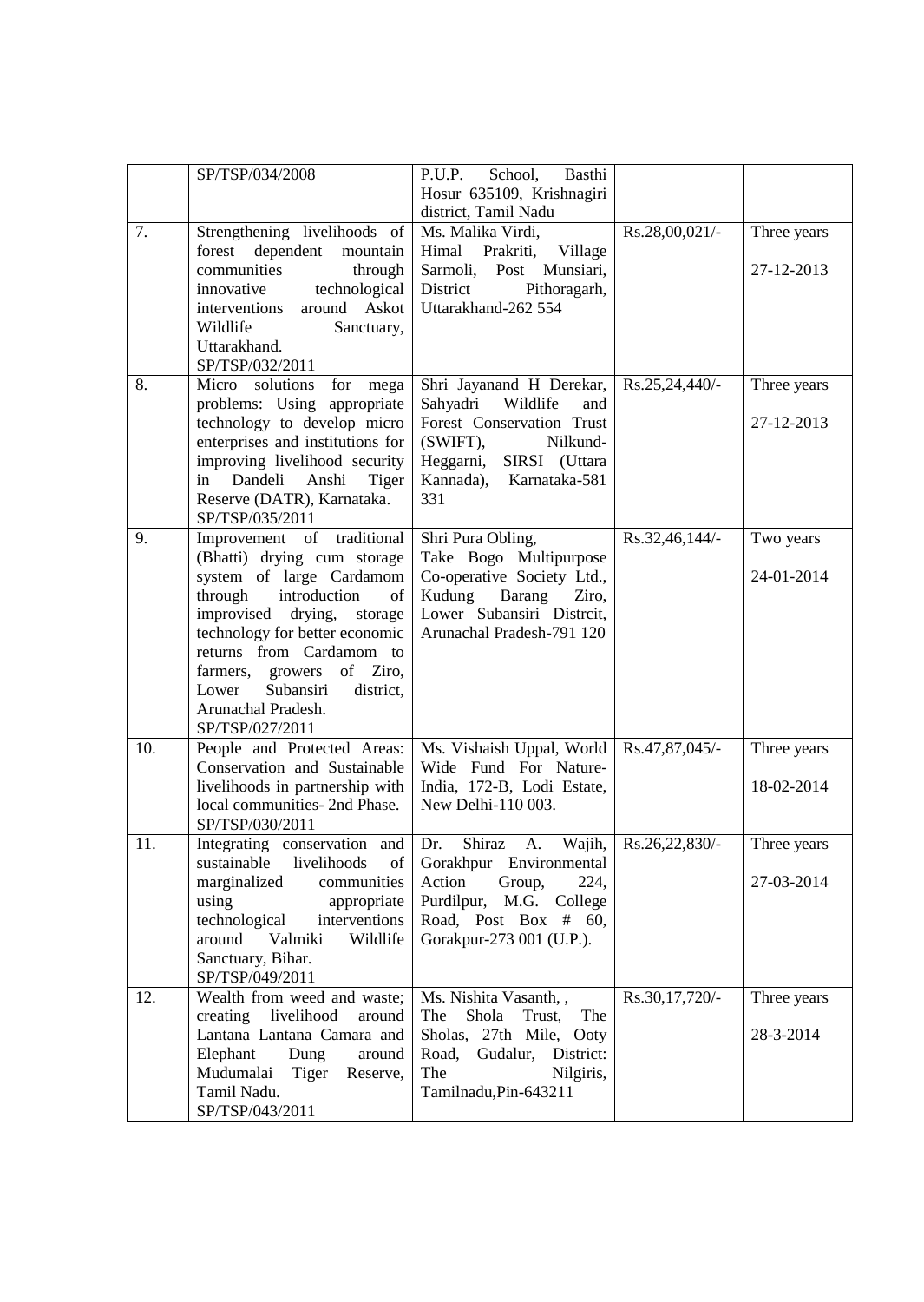| | | | | |
|---|---|---|---|---|
| | SP/TSP/034/2008 | P.U.P. School, Basthi Hosur 635109, Krishnagiri district, Tamil Nadu | | |
| 7. | Strengthening livelihoods of forest dependent mountain communities through innovative technological interventions around Askot Wildlife Sanctuary, Uttarakhand. SP/TSP/032/2011 | Ms. Malika Virdi, Himal Prakriti, Village Sarmoli, Post Munsiari, District Pithoragarh, Uttarakhand-262 554 | Rs.28,00,021/- | Three years<br><br>27-12-2013 |
| 8. | Micro solutions for mega problems: Using appropriate technology to develop micro enterprises and institutions for improving livelihood security in Dandeli Anshi Tiger Reserve (DATR), Karnataka. SP/TSP/035/2011 | Shri Jayanand H Derekar, Sahyadri Wildlife and Forest Conservation Trust (SWIFT), Nilkund-Heggarni, SIRSI (Uttara Kannada), Karnataka-581 331 | Rs.25,24,440/- | Three years<br><br>27-12-2013 |
| 9. | Improvement of traditional (Bhatti) drying cum storage system of large Cardamom through introduction of improvised drying, storage technology for better economic returns from Cardamom to farmers, growers of Ziro, Lower Subansiri district, Arunachal Pradesh. SP/TSP/027/2011 | Shri Pura Obling, Take Bogo Multipurpose Co-operative Society Ltd., Kudung Barang Ziro, Lower Subansiri Distrcit, Arunachal Pradesh-791 120 | Rs.32,46,144/- | Two years<br><br>24-01-2014 |
| 10. | People and Protected Areas: Conservation and Sustainable livelihoods in partnership with local communities- 2nd Phase. SP/TSP/030/2011 | Ms. Vishaish Uppal, World Wide Fund For Nature-India, 172-B, Lodi Estate, New Delhi-110 003. | Rs.47,87,045/- | Three years<br><br>18-02-2014 |
| 11. | Integrating conservation and sustainable livelihoods of marginalized communities using appropriate technological interventions around Valmiki Wildlife Sanctuary, Bihar. SP/TSP/049/2011 | Dr. Shiraz A. Wajih, Gorakhpur Environmental Action Group, 224, Purdilpur, M.G. College Road, Post Box # 60, Gorakpur-273 001 (U.P.). | Rs.26,22,830/- | Three years<br><br>27-03-2014 |
| 12. | Wealth from weed and waste; creating livelihood around Lantana Lantana Camara and Elephant Dung around Mudumalai Tiger Reserve, Tamil Nadu. SP/TSP/043/2011 | Ms. Nishita Vasanth, , The Shola Trust, The Sholas, 27th Mile, Ooty Road, Gudalur, District: The Nilgiris, Tamilnadu,Pin-643211 | Rs.30,17,720/- | Three years<br><br>28-3-2014 |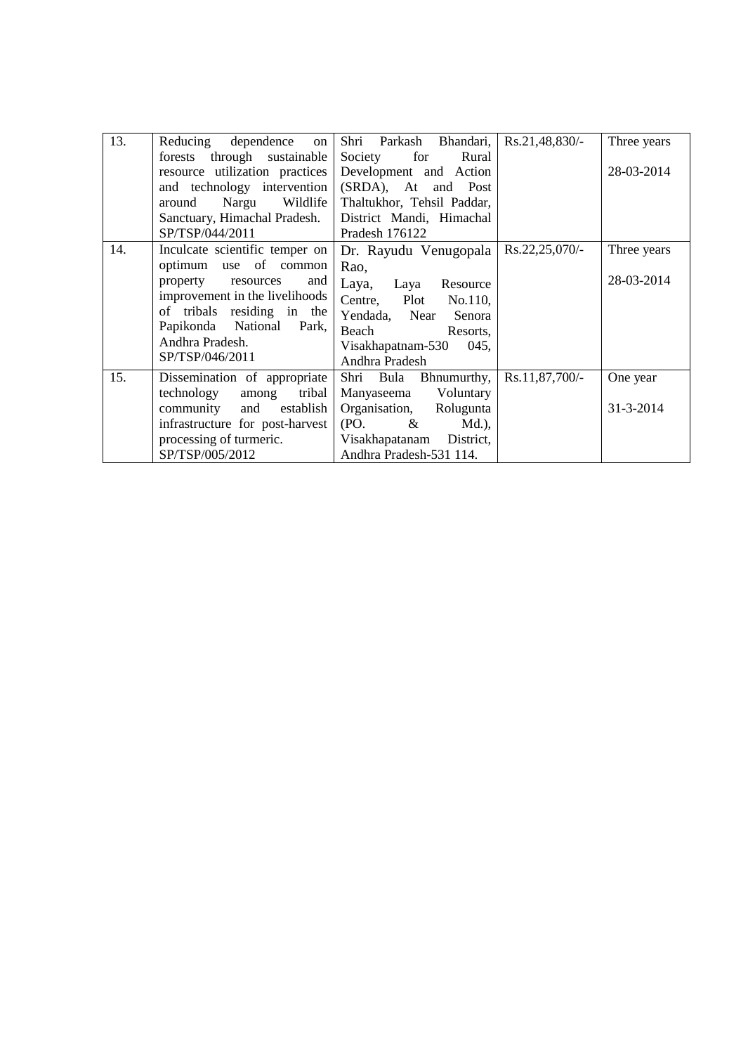| | | | | |
|---|---|---|---|---|
| 13. | Reducing dependence on forests through sustainable resource utilization practices and technology intervention around Nargu Wildlife Sanctuary, Himachal Pradesh. SP/TSP/044/2011 | Shri Parkash Bhandari, Society for Rural Development and Action (SRDA), At and Post Thaltukhor, Tehsil Paddar, District Mandi, Himachal Pradesh 176122 | Rs.21,48,830/- | Three years<br><br>28-03-2014 |
| 14. | Inculcate scientific temper on optimum use of common property resources and improvement in the livelihoods of tribals residing in the Papikonda National Park, Andhra Pradesh. SP/TSP/046/2011 | Dr. Rayudu Venugopala Rao, Laya, Laya Resource Centre, Plot No.110, Yendada, Near Senora Beach Resorts, Visakhapatnam-530 045, Andhra Pradesh | Rs.22,25,070/- | Three years<br><br>28-03-2014 |
| 15. | Dissemination of appropriate technology among tribal community and establish infrastructure for post-harvest processing of turmeric. SP/TSP/005/2012 | Shri Bula Bhnumurthy, Manyaseema Voluntary Organisation, Rolugunta (PO. & Md.), Visakhapatanam District, Andhra Pradesh-531 114. | Rs.11,87,700/- | One year<br><br>31-3-2014 |